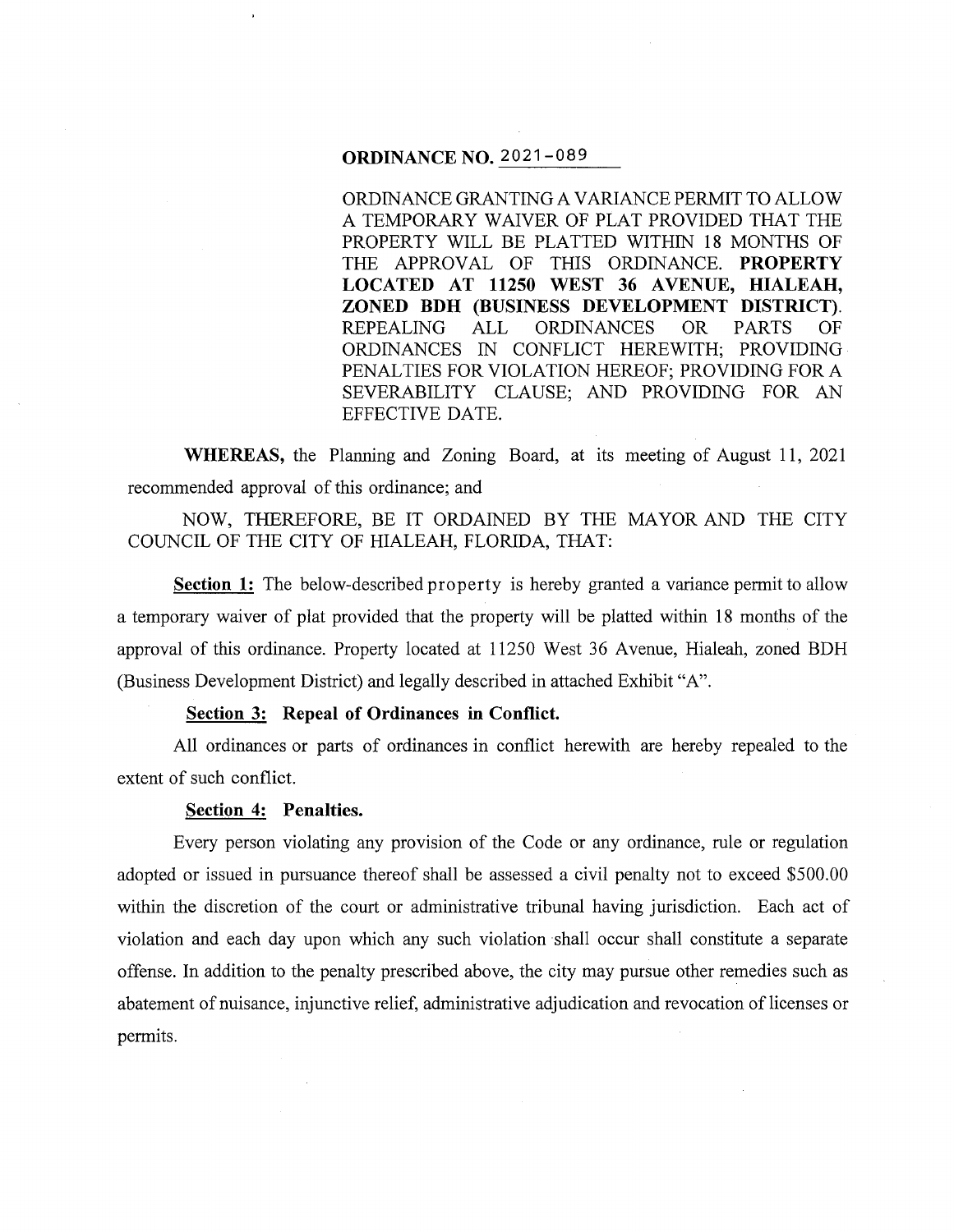**ORDINANCE NO. 2021-089**

ORDINANCE GRANTING A VARIANCE PERMIT TO ALLOW A TEMPORARY WAIVER OF PLAT PROVIDED THAT THE PROPERTY WILL BE PLATTED WITHIN 18 MONTHS OF THE APPROVAL OF THIS ORDINANCE. **PROPERTY LOCATED AT 11250 WEST 36 AVENUE, HIALEAH, ZONED BDH (BUSINESS DEVELOPMENT DISTRICT).** REPEALING ALL ORDINANCES OR PARTS OF ORDINANCES IN CONFLICT HEREWITH; PROVIDING PENALTIES FOR VIOLATION HEREOF; PROVIDING FOR A SEVERABILITY CLAUSE; AND PROVIDING FOR AN EFFECTIVE DATE.

**WHEREAS,** the Planning and Zoning Board, at its meeting of August 11, 2021 recommended approval of this ordinance; and

NOW, THEREFORE, BE IT ORDAINED BY THE MAYOR AND THE CITY COUNCIL OF THE CITY OF HIALEAH, FLORIDA, THAT:

**Section 1:** The below-described property is hereby granted a variance permit to allow a temporary waiver of plat provided that the property will be platted within 18 months of the approval of this ordinance. Property located at 11250 West 36 Avenue, Hialeah, zoned BDH (Business Development District) and legally described in attached Exhibit "A".

**Section 3: Repeal of Ordinances in Conflict.**

All ordinances or parts of ordinances in conflict herewith are hereby repealed to the extent of such conflict.

**Section 4: Penalties.**

Every person violating any provision of the Code or any ordinance, rule or regulation adopted or issued in pursuance thereof shall be assessed a civil penalty not to exceed $500.00 within the discretion of the court or administrative tribunal having jurisdiction. Each act of violation and each day upon which any such violation shall occur shall constitute a separate offense. In addition to the penalty prescribed above, the city may pursue other remedies such as abatement of nuisance, injunctive relief, administrative adjudication and revocation of licenses or permits.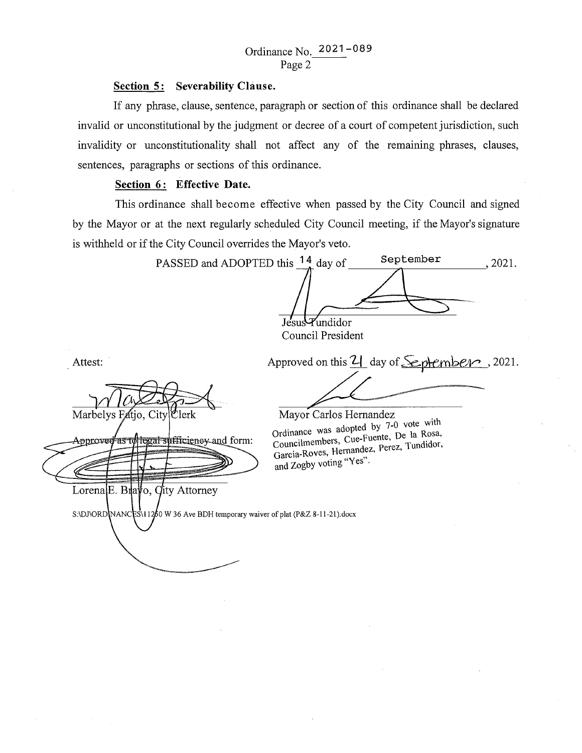Ordinance No. 2021-089
Page 2

**Section 5: Severability Clause.**

If any phrase, clause, sentence, paragraph or section of this ordinance shall be declared invalid or unconstitutional by the judgment or decree of a court of competent jurisdiction, such invalidity or unconstitutionality shall not affect any of the remaining phrases, clauses, sentences, paragraphs or sections of this ordinance.

**Section 6: Effective Date.**

This ordinance shall become effective when passed by the City Council and signed by the Mayor or at the next regularly scheduled City Council meeting, if the Mayor's signature is withheld or if the City Council overrides the Mayor's veto.

PASSED and ADOPTED this 14 day of September, 2021.

Jesus Tundidor
Council President

Attest:

Marbelys Fatjo, City Clerk

Approved as to legal sufficiency and form:

Lorena E. Bravo, City Attorney

Approved on this 21 day of September, 2021.

Mayor Carlos Hernandez

Ordinance was adopted by 7-0 vote with Councilmembers, Cue-Fuente, De la Rosa, Garcia-Roves, Hernandez, Perez, Tundidor, and Zogby voting "Yes".

S:\DJ\ORDINANCES\11250 W 36 Ave BDH temporary waiver of plat (P&Z 8-11-21).docx